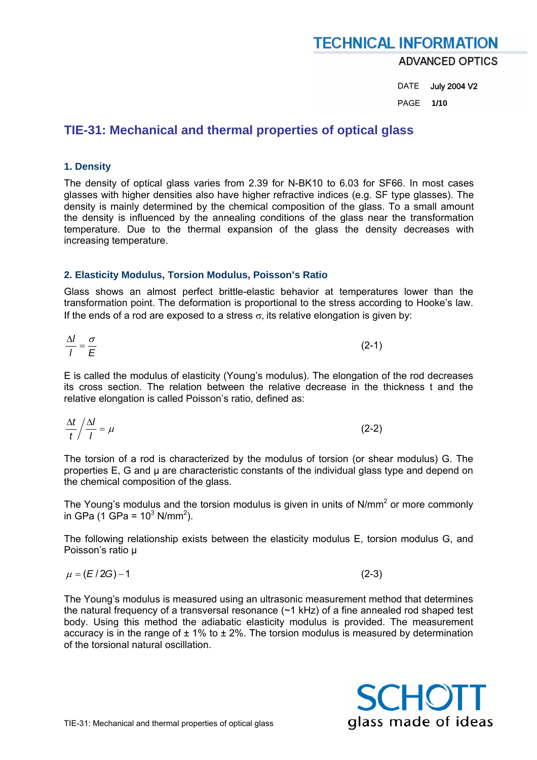# TIE-31: Mechanical and thermal properties of optical glass

## 1. Density

The density of optical glass varies from 2.39 for N-BK10 to 6.03 for SF66. In most cases glasses with higher densities also have higher refractive indices (e.g. SF type glasses). The density is mainly determined by the chemical composition of the glass. To a small amount the density is influenced by the annealing conditions of the glass near the transformation temperature. Due to the thermal expansion of the glass the density decreases with increasing temperature.

## 2. Elasticity Modulus, Torsion Modulus, Poisson's Ratio

Glass shows an almost perfect brittle-elastic behavior at temperatures lower than the transformation point. The deformation is proportional to the stress according to Hooke's law. If the ends of a rod are exposed to a stress $\sigma$, its relative elongation is given by:

$$\frac{\Delta l}{l} = \frac{\sigma}{E} \qquad (2\text{-}1)$$

E is called the modulus of elasticity (Young's modulus). The elongation of the rod decreases its cross section. The relation between the relative decrease in the thickness t and the relative elongation is called Poisson's ratio, defined as:

$$\frac{\Delta t}{t} \Big/ \frac{\Delta l}{l} = \mu \qquad (2\text{-}2)$$

The torsion of a rod is characterized by the modulus of torsion (or shear modulus) G. The properties E, G and μ are characteristic constants of the individual glass type and depend on the chemical composition of the glass.

The Young's modulus and the torsion modulus is given in units of $N/mm^2$ or more commonly in GPa (1 GPa = $10^3$ $N/mm^2$).

The following relationship exists between the elasticity modulus E, torsion modulus G, and Poisson's ratio μ

$$\mu = (E / 2G) - 1 \qquad (2\text{-}3)$$

The Young's modulus is measured using an ultrasonic measurement method that determines the natural frequency of a transversal resonance (~1 kHz) of a fine annealed rod shaped test body. Using this method the adiabatic elasticity modulus is provided. The measurement accuracy is in the range of ± 1% to ± 2%. The torsion modulus is measured by determination of the torsional natural oscillation.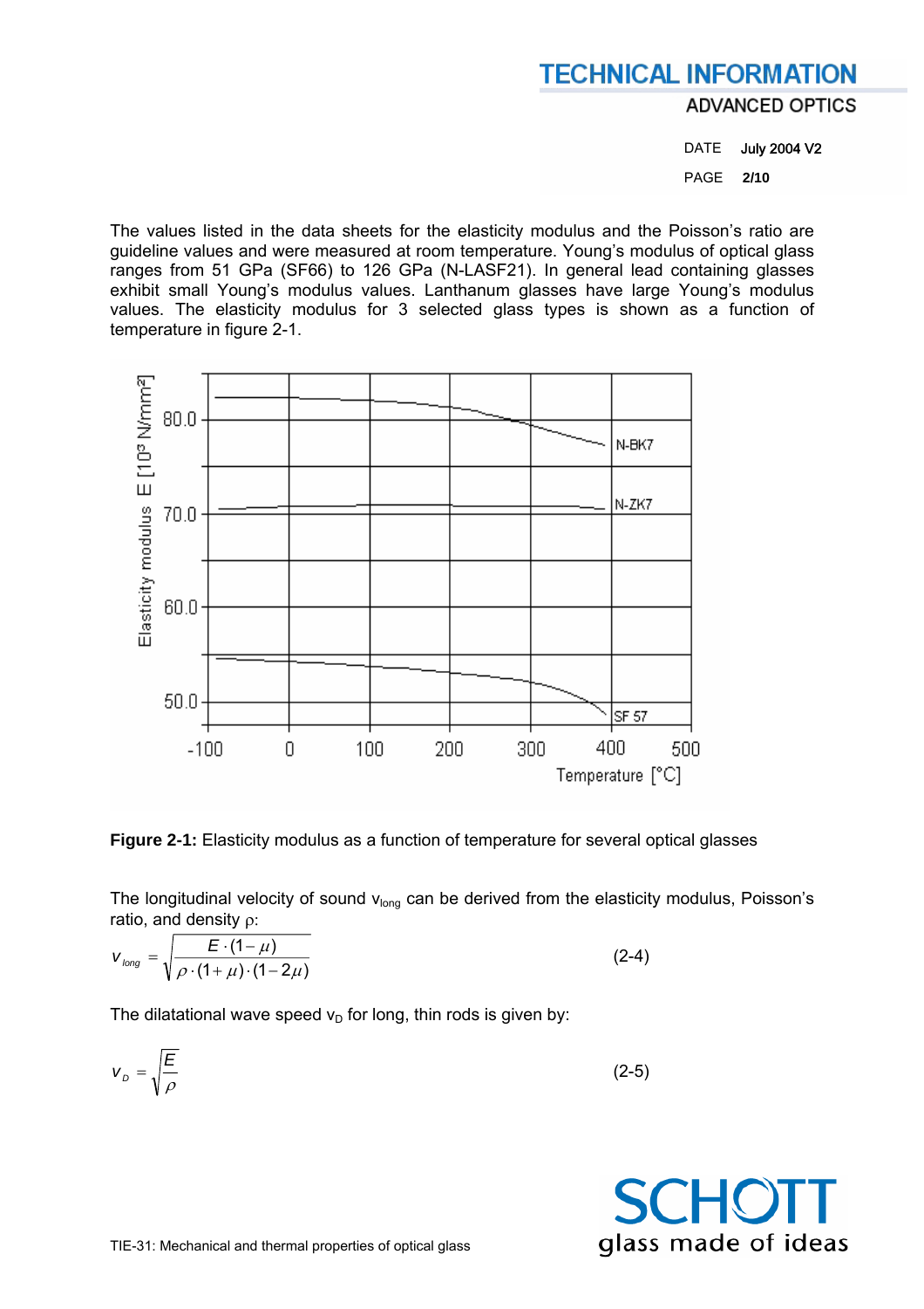The values listed in the data sheets for the elasticity modulus and the Poisson's ratio are guideline values and were measured at room temperature. Young's modulus of optical glass ranges from 51 GPa (SF66) to 126 GPa (N-LASF21). In general lead containing glasses exhibit small Young's modulus values. Lanthanum glasses have large Young's modulus values. The elasticity modulus for 3 selected glass types is shown as a function of temperature in figure 2-1.

**Figure 2-1:** Elasticity modulus as a function of temperature for several optical glasses

The longitudinal velocity of sound $v_{long}$ can be derived from the elasticity modulus, Poisson's ratio, and density $\rho$:

$$v_{long} = \sqrt{\frac{E \cdot (1-\mu)}{\rho \cdot (1+\mu) \cdot (1-2\mu)}} \qquad (2\text{-}4)$$

The dilatational wave speed $v_D$ for long, thin rods is given by:

$$v_D = \sqrt{\frac{E}{\rho}} \qquad (2\text{-}5)$$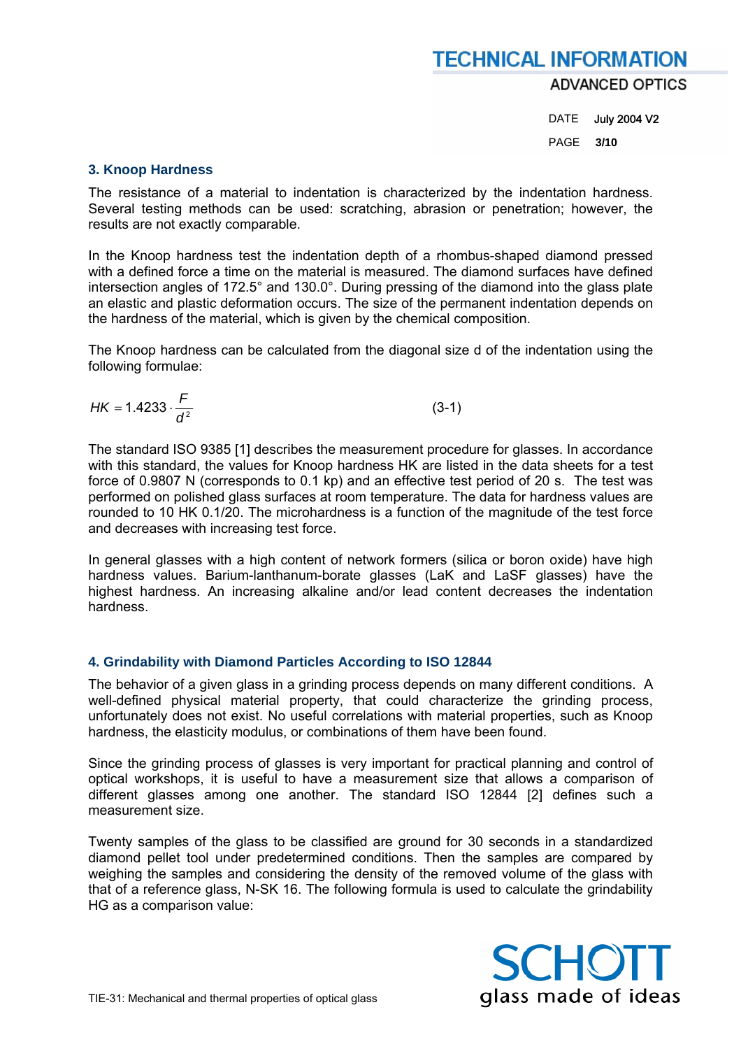## 3. Knoop Hardness

The resistance of a material to indentation is characterized by the indentation hardness. Several testing methods can be used: scratching, abrasion or penetration; however, the results are not exactly comparable.

In the Knoop hardness test the indentation depth of a rhombus-shaped diamond pressed with a defined force a time on the material is measured. The diamond surfaces have defined intersection angles of 172.5° and 130.0°. During pressing of the diamond into the glass plate an elastic and plastic deformation occurs. The size of the permanent indentation depends on the hardness of the material, which is given by the chemical composition.

The Knoop hardness can be calculated from the diagonal size d of the indentation using the following formulae:

$$HK = 1.4233 \cdot \frac{F}{d^2} \tag{3-1}$$

The standard ISO 9385 [1] describes the measurement procedure for glasses. In accordance with this standard, the values for Knoop hardness HK are listed in the data sheets for a test force of 0.9807 N (corresponds to 0.1 kp) and an effective test period of 20 s. The test was performed on polished glass surfaces at room temperature. The data for hardness values are rounded to 10 HK 0.1/20. The microhardness is a function of the magnitude of the test force and decreases with increasing test force.

In general glasses with a high content of network formers (silica or boron oxide) have high hardness values. Barium-lanthanum-borate glasses (LaK and LaSF glasses) have the highest hardness. An increasing alkaline and/or lead content decreases the indentation hardness.

## 4. Grindability with Diamond Particles According to ISO 12844

The behavior of a given glass in a grinding process depends on many different conditions. A well-defined physical material property, that could characterize the grinding process, unfortunately does not exist. No useful correlations with material properties, such as Knoop hardness, the elasticity modulus, or combinations of them have been found.

Since the grinding process of glasses is very important for practical planning and control of optical workshops, it is useful to have a measurement size that allows a comparison of different glasses among one another. The standard ISO 12844 [2] defines such a measurement size.

Twenty samples of the glass to be classified are ground for 30 seconds in a standardized diamond pellet tool under predetermined conditions. Then the samples are compared by weighing the samples and considering the density of the removed volume of the glass with that of a reference glass, N-SK 16. The following formula is used to calculate the grindability HG as a comparison value: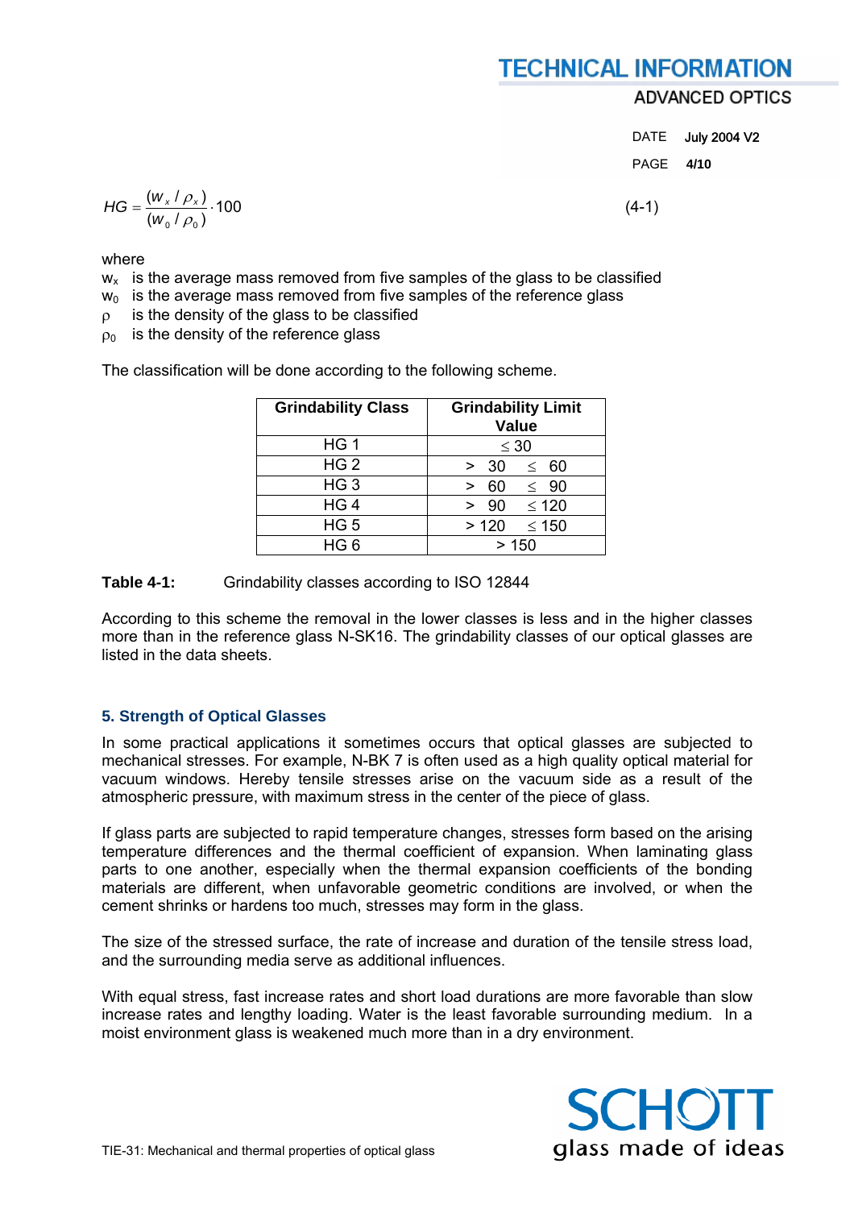$$HG = \frac{(w_x / \rho_x)}{(w_0 / \rho_0)} \cdot 100 \tag{4-1}$$

where

$w_x$ is the average mass removed from five samples of the glass to be classified
$w_0$ is the average mass removed from five samples of the reference glass
$\rho$ is the density of the glass to be classified
$\rho_0$ is the density of the reference glass

The classification will be done according to the following scheme.

| Grindability Class | Grindability Limit Value |
|---|---|
| HG 1 | $\leq 30$ |
| HG 2 | $> 30 \quad \leq 60$ |
| HG 3 | $> 60 \quad \leq 90$ |
| HG 4 | $> 90 \quad \leq 120$ |
| HG 5 | $> 120 \quad \leq 150$ |
| HG 6 | $> 150$ |

**Table 4-1:** Grindability classes according to ISO 12844

According to this scheme the removal in the lower classes is less and in the higher classes more than in the reference glass N-SK16. The grindability classes of our optical glasses are listed in the data sheets.

## 5. Strength of Optical Glasses

In some practical applications it sometimes occurs that optical glasses are subjected to mechanical stresses. For example, N-BK 7 is often used as a high quality optical material for vacuum windows. Hereby tensile stresses arise on the vacuum side as a result of the atmospheric pressure, with maximum stress in the center of the piece of glass.

If glass parts are subjected to rapid temperature changes, stresses form based on the arising temperature differences and the thermal coefficient of expansion. When laminating glass parts to one another, especially when the thermal expansion coefficients of the bonding materials are different, when unfavorable geometric conditions are involved, or when the cement shrinks or hardens too much, stresses may form in the glass.

The size of the stressed surface, the rate of increase and duration of the tensile stress load, and the surrounding media serve as additional influences.

With equal stress, fast increase rates and short load durations are more favorable than slow increase rates and lengthy loading. Water is the least favorable surrounding medium. In a moist environment glass is weakened much more than in a dry environment.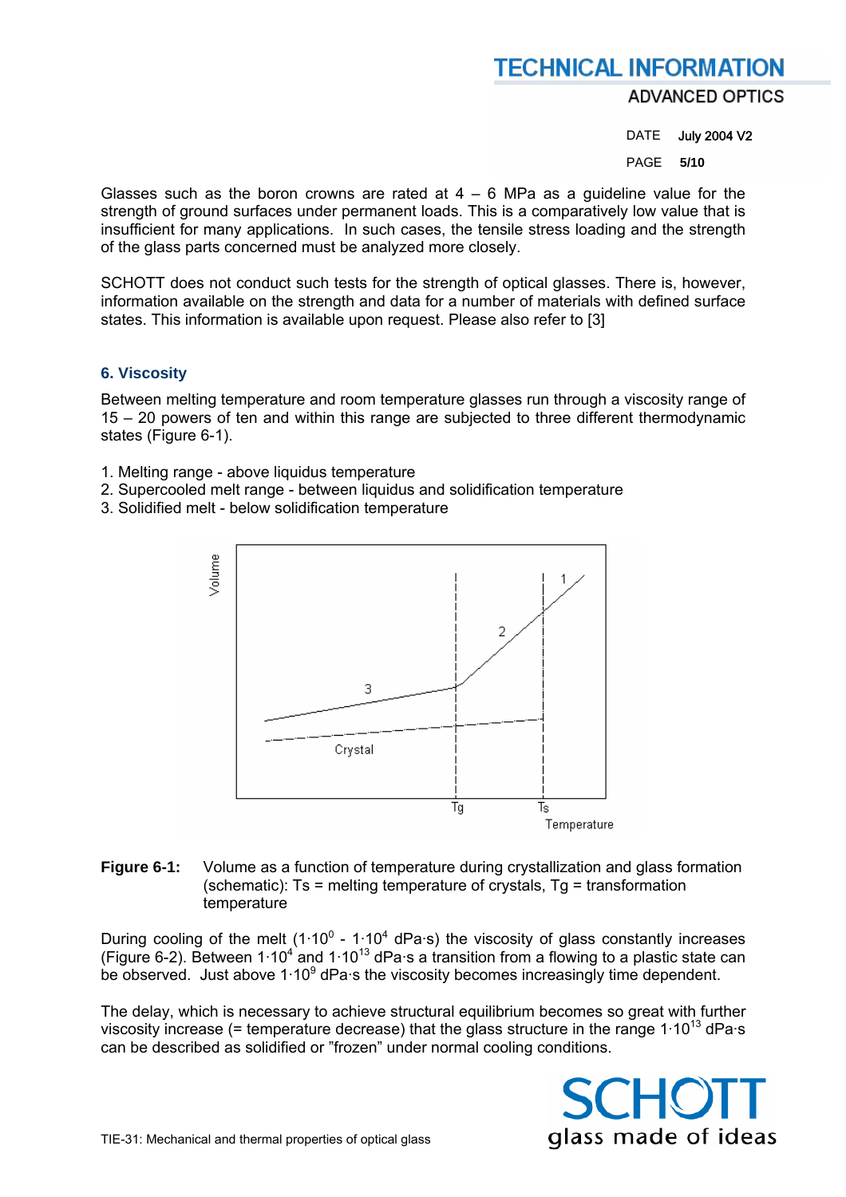Glasses such as the boron crowns are rated at 4 – 6 MPa as a guideline value for the strength of ground surfaces under permanent loads. This is a comparatively low value that is insufficient for many applications. In such cases, the tensile stress loading and the strength of the glass parts concerned must be analyzed more closely.

SCHOTT does not conduct such tests for the strength of optical glasses. There is, however, information available on the strength and data for a number of materials with defined surface states. This information is available upon request. Please also refer to [3]

## 6. Viscosity

Between melting temperature and room temperature glasses run through a viscosity range of 15 – 20 powers of ten and within this range are subjected to three different thermodynamic states (Figure 6-1).

1. Melting range - above liquidus temperature
2. Supercooled melt range - between liquidus and solidification temperature
3. Solidified melt - below solidification temperature

**Figure 6-1:** Volume as a function of temperature during crystallization and glass formation (schematic): Ts = melting temperature of crystals, Tg = transformation temperature

During cooling of the melt ($1 \cdot 10^0$ - $1 \cdot 10^4$ dPa·s) the viscosity of glass constantly increases (Figure 6-2). Between $1 \cdot 10^4$ and $1 \cdot 10^{13}$ dPa·s a transition from a flowing to a plastic state can be observed. Just above $1 \cdot 10^9$ dPa·s the viscosity becomes increasingly time dependent.

The delay, which is necessary to achieve structural equilibrium becomes so great with further viscosity increase (= temperature decrease) that the glass structure in the range $1 \cdot 10^{13}$ dPa·s can be described as solidified or "frozen" under normal cooling conditions.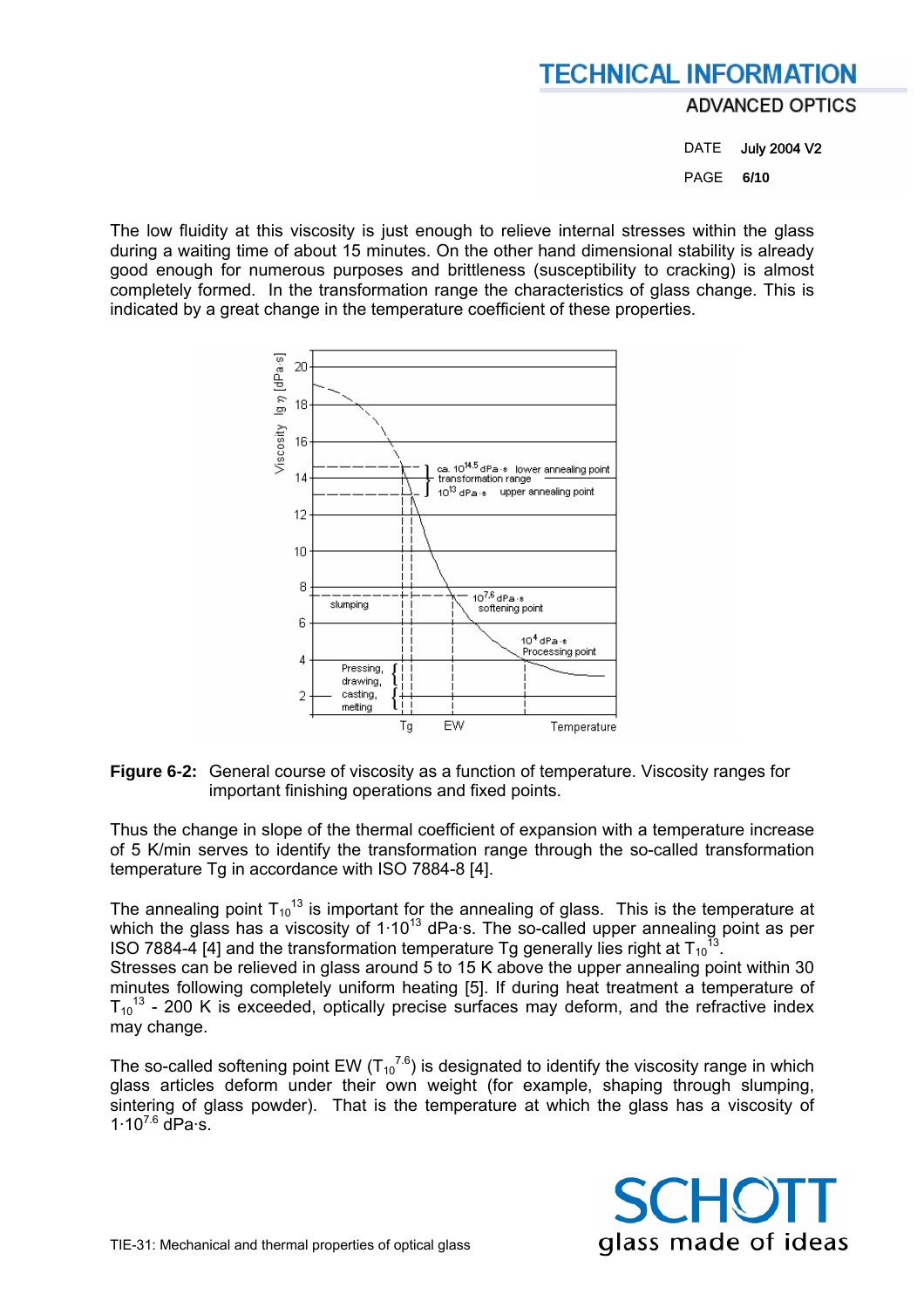The low fluidity at this viscosity is just enough to relieve internal stresses within the glass during a waiting time of about 15 minutes. On the other hand dimensional stability is already good enough for numerous purposes and brittleness (susceptibility to cracking) is almost completely formed. In the transformation range the characteristics of glass change. This is indicated by a great change in the temperature coefficient of these properties.

**Figure 6-2:** General course of viscosity as a function of temperature. Viscosity ranges for important finishing operations and fixed points.

Thus the change in slope of the thermal coefficient of expansion with a temperature increase of 5 K/min serves to identify the transformation range through the so-called transformation temperature Tg in accordance with ISO 7884-8 [4].

The annealing point $T_{10}{}^{13}$ is important for the annealing of glass. This is the temperature at which the glass has a viscosity of $1 \cdot 10^{13}$ dPa·s. The so-called upper annealing point as per ISO 7884-4 [4] and the transformation temperature Tg generally lies right at $T_{10}{}^{13}$.
Stresses can be relieved in glass around 5 to 15 K above the upper annealing point within 30 minutes following completely uniform heating [5]. If during heat treatment a temperature of $T_{10}{}^{13}$ - 200 K is exceeded, optically precise surfaces may deform, and the refractive index may change.

The so-called softening point EW ($T_{10}{}^{7.6}$) is designated to identify the viscosity range in which glass articles deform under their own weight (for example, shaping through slumping, sintering of glass powder). That is the temperature at which the glass has a viscosity of $1 \cdot 10^{7.6}$ dPa·s.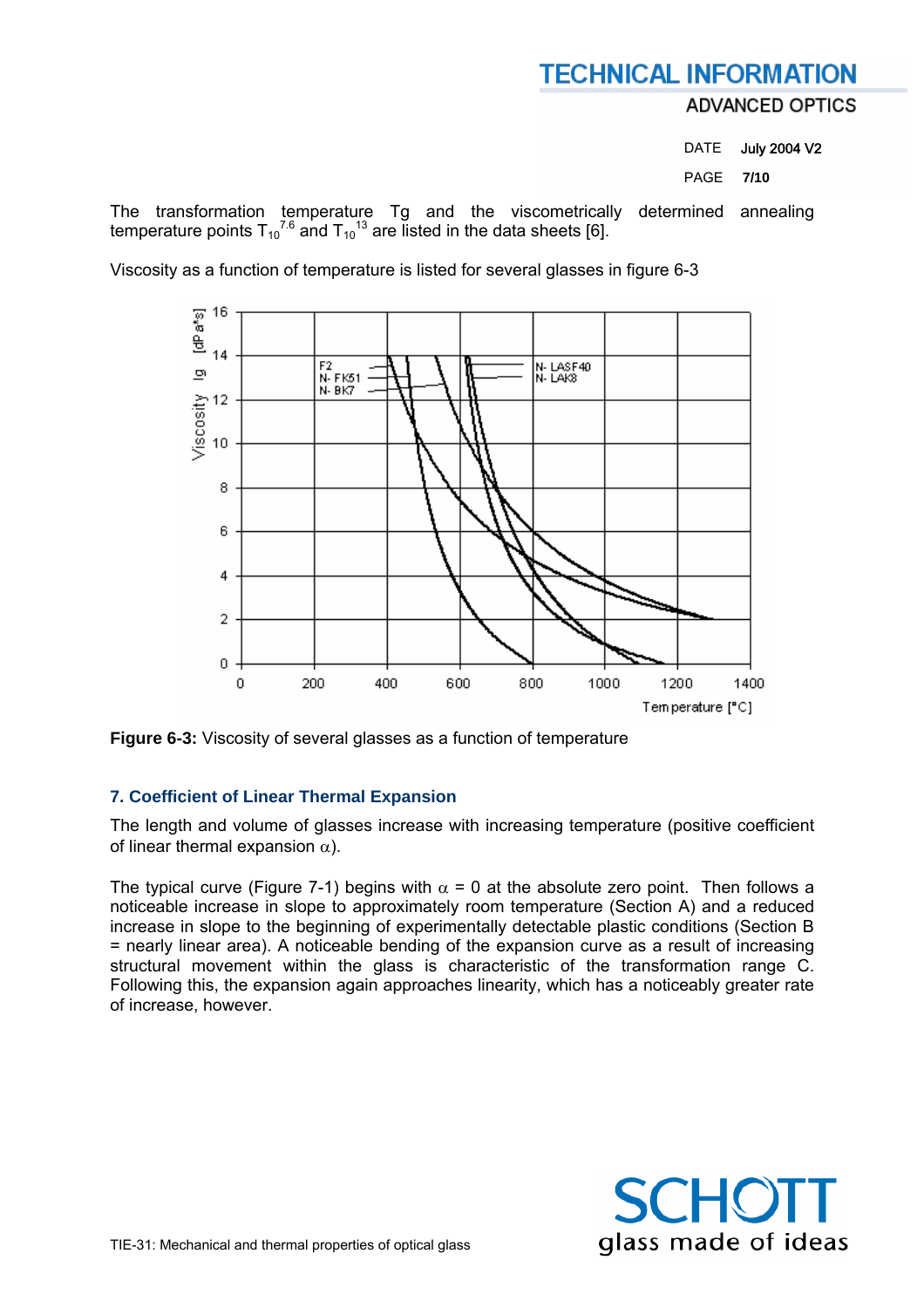The transformation temperature Tg and the viscometrically determined annealing temperature points $T_{10^{7.6}}$ and $T_{10^{13}}$ are listed in the data sheets [6].

Viscosity as a function of temperature is listed for several glasses in figure 6-3

**Figure 6-3:** Viscosity of several glasses as a function of temperature

### 7. Coefficient of Linear Thermal Expansion

The length and volume of glasses increase with increasing temperature (positive coefficient of linear thermal expansion $\alpha$).

The typical curve (Figure 7-1) begins with $\alpha = 0$ at the absolute zero point. Then follows a noticeable increase in slope to approximately room temperature (Section A) and a reduced increase in slope to the beginning of experimentally detectable plastic conditions (Section B = nearly linear area). A noticeable bending of the expansion curve as a result of increasing structural movement within the glass is characteristic of the transformation range C. Following this, the expansion again approaches linearity, which has a noticeably greater rate of increase, however.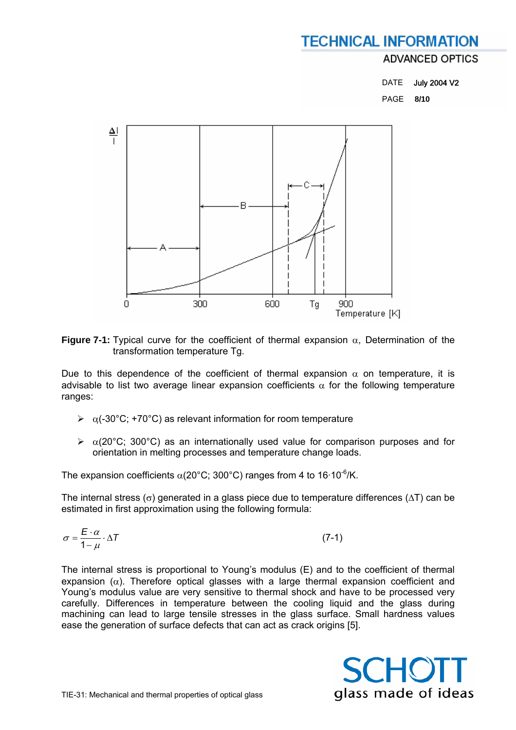**Figure 7-1:** Typical curve for the coefficient of thermal expansion $\alpha$, Determination of the transformation temperature Tg.

Due to this dependence of the coefficient of thermal expansion $\alpha$ on temperature, it is advisable to list two average linear expansion coefficients $\alpha$ for the following temperature ranges:

- $\alpha$(-30°C; +70°C) as relevant information for room temperature
- $\alpha$(20°C; 300°C) as an internationally used value for comparison purposes and for orientation in melting processes and temperature change loads.

The expansion coefficients $\alpha$(20°C; 300°C) ranges from 4 to $16 \cdot 10^{-6}$/K.

The internal stress ($\sigma$) generated in a glass piece due to temperature differences ($\Delta T$) can be estimated in first approximation using the following formula:

$$\sigma = \frac{E \cdot \alpha}{1 - \mu} \cdot \Delta T \qquad (7\text{-}1)$$

The internal stress is proportional to Young's modulus (E) and to the coefficient of thermal expansion ($\alpha$). Therefore optical glasses with a large thermal expansion coefficient and Young's modulus value are very sensitive to thermal shock and have to be processed very carefully. Differences in temperature between the cooling liquid and the glass during machining can lead to large tensile stresses in the glass surface. Small hardness values ease the generation of surface defects that can act as crack origins [5].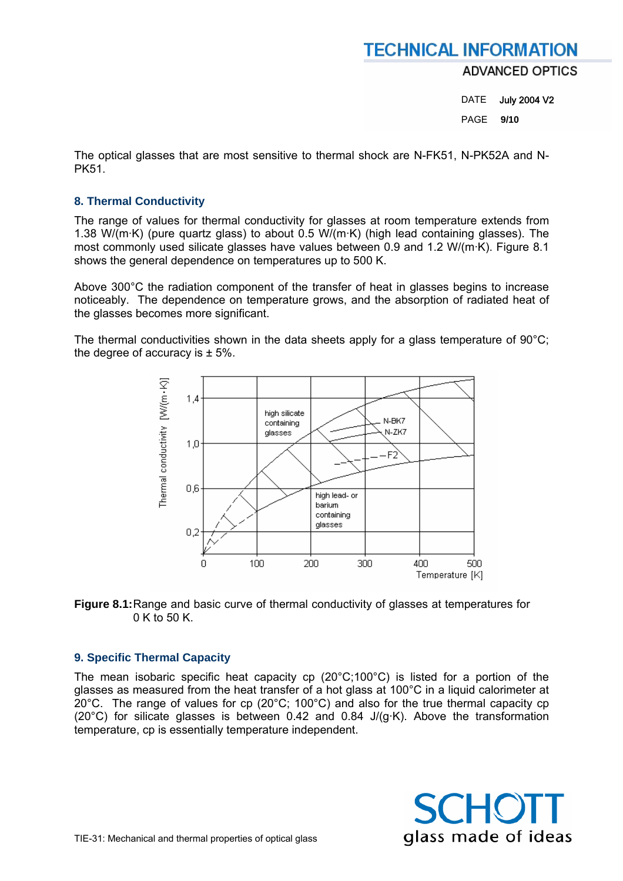The optical glasses that are most sensitive to thermal shock are N-FK51, N-PK52A and N-PK51.

## 8. Thermal Conductivity

The range of values for thermal conductivity for glasses at room temperature extends from 1.38 W/(m·K) (pure quartz glass) to about 0.5 W/(m·K) (high lead containing glasses). The most commonly used silicate glasses have values between 0.9 and 1.2 W/(m·K). Figure 8.1 shows the general dependence on temperatures up to 500 K.

Above 300°C the radiation component of the transfer of heat in glasses begins to increase noticeably. The dependence on temperature grows, and the absorption of radiated heat of the glasses becomes more significant.

The thermal conductivities shown in the data sheets apply for a glass temperature of 90°C; the degree of accuracy is ± 5%.

**Figure 8.1:** Range and basic curve of thermal conductivity of glasses at temperatures for 0 K to 50 K.

## 9. Specific Thermal Capacity

The mean isobaric specific heat capacity cp (20°C;100°C) is listed for a portion of the glasses as measured from the heat transfer of a hot glass at 100°C in a liquid calorimeter at 20°C. The range of values for cp (20°C; 100°C) and also for the true thermal capacity cp (20°C) for silicate glasses is between 0.42 and 0.84 J/(g·K). Above the transformation temperature, cp is essentially temperature independent.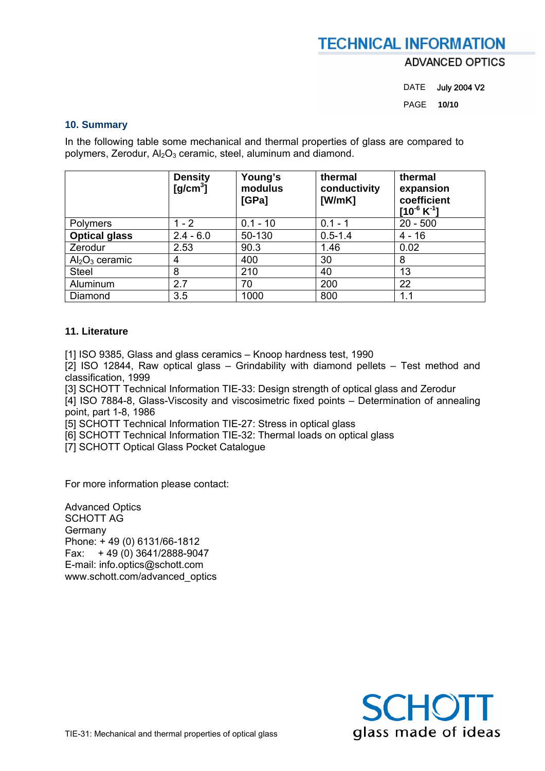## 10. Summary

In the following table some mechanical and thermal properties of glass are compared to polymers, Zerodur, $Al_2O_3$ ceramic, steel, aluminum and diamond.

| | **Density [g/cm$^3$]** | **Young's modulus [GPa]** | **thermal conductivity [W/mK]** | **thermal expansion coefficient [$10^{-6}$ $K^{-1}$]** |
|---|---|---|---|---|
| Polymers | 1 - 2 | 0.1 - 10 | 0.1 - 1 | 20 - 500 |
| **Optical glass** | 2.4 - 6.0 | 50-130 | 0.5-1.4 | 4 - 16 |
| Zerodur | 2.53 | 90.3 | 1.46 | 0.02 |
| $Al_2O_3$ ceramic | 4 | 400 | 30 | 8 |
| Steel | 8 | 210 | 40 | 13 |
| Aluminum | 2.7 | 70 | 200 | 22 |
| Diamond | 3.5 | 1000 | 800 | 1.1 |

## 11. Literature

[1] ISO 9385, Glass and glass ceramics – Knoop hardness test, 1990
[2] ISO 12844, Raw optical glass – Grindability with diamond pellets – Test method and classification, 1999
[3] SCHOTT Technical Information TIE-33: Design strength of optical glass and Zerodur
[4] ISO 7884-8, Glass-Viscosity and viscosimetric fixed points – Determination of annealing point, part 1-8, 1986
[5] SCHOTT Technical Information TIE-27: Stress in optical glass
[6] SCHOTT Technical Information TIE-32: Thermal loads on optical glass
[7] SCHOTT Optical Glass Pocket Catalogue

For more information please contact:

Advanced Optics
SCHOTT AG
Germany
Phone: + 49 (0) 6131/66-1812
Fax: + 49 (0) 3641/2888-9047
E-mail: info.optics@schott.com
www.schott.com/advanced_optics